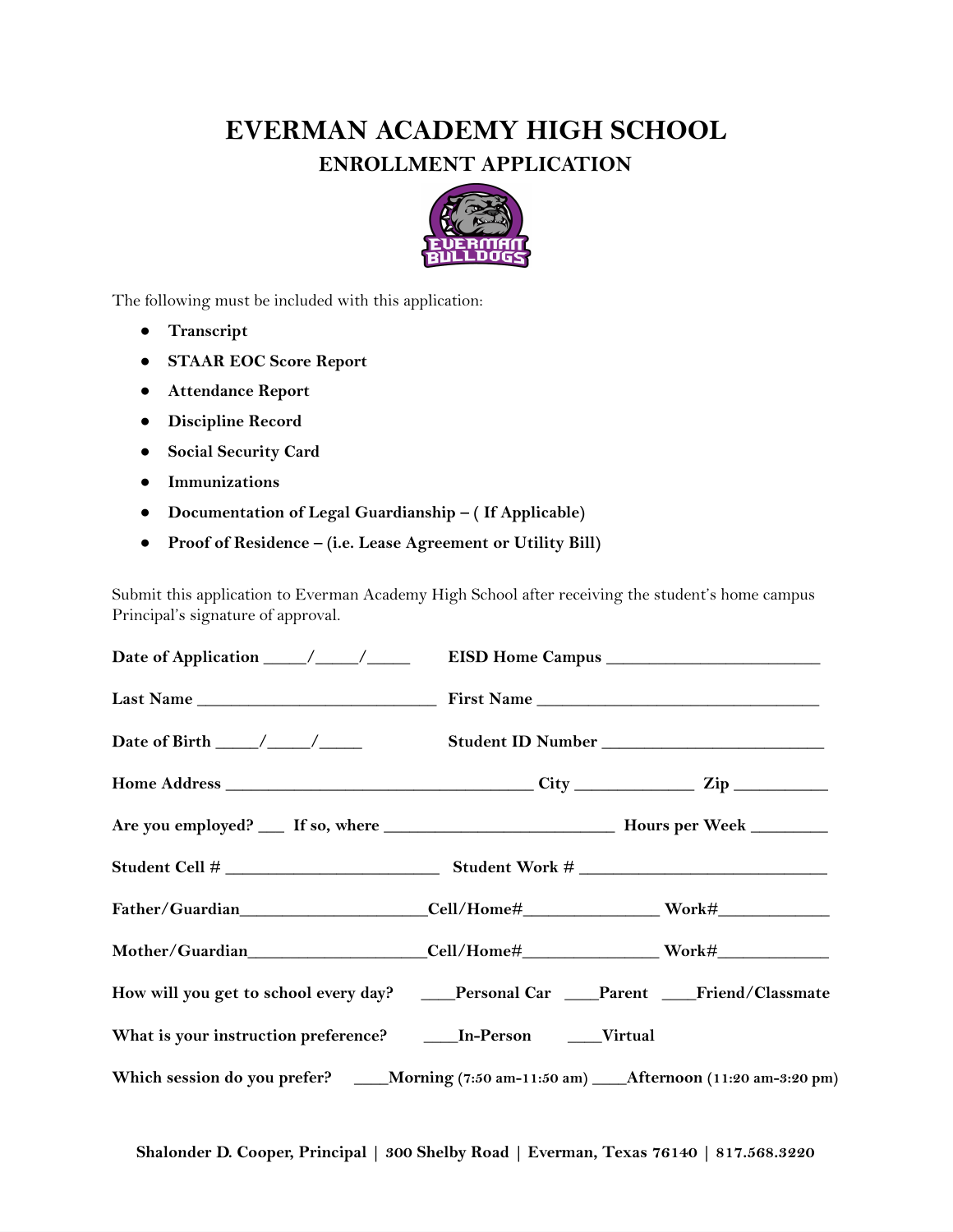# EVERMAN ACADEMY HIGH SCHOOL

## ENROLLMENT APPLICATION

The following must be included with this application:

- **Transcript**
- **STAAR EOC Score Report**
- **Attendance Report**
- **Discipline Record**
- **Social Security Card**
- **Immunizations**
- **Documentation of Legal Guardianship – ( If Applicable)**
- **Proof of Residence – (i.e. Lease Agreement or Utility Bill)**

Submit this application to Everman Academy High School after receiving the student's home campus Principal's signature of approval.

**Date of Application** _____/_____/_____ **EISD Home Campus** _________________________

**Last Name** ____________________________ **First Name** _________________________________

**Date of Birth** _____/_____/_____ **Student ID Number** __________________________

**Home Address** ____________________________________ **City** ______________ **Zip** ___________

**Are you employed?** ___ **If so, where** ___________________________ **Hours per Week** _________

**Student Cell #** _________________________ **Student Work #** _____________________________

**Father/Guardian**______________________**Cell/Home#**________________ **Work#**_____________

**Mother/Guardian**_____________________**Cell/Home#**________________ **Work#**_____________

**How will you get to school every day?** ____**Personal Car** ____**Parent** ____**Friend/Classmate**

**What is your instruction preference?** ____**In-Person** ____**Virtual**

**Which session do you prefer?** ____**Morning** (7:50 am-11:50 am) ____**Afternoon** (11:20 am-3:20 pm)

**Shalonder D. Cooper, Principal | 300 Shelby Road | Everman, Texas 76140 | 817.568.3220**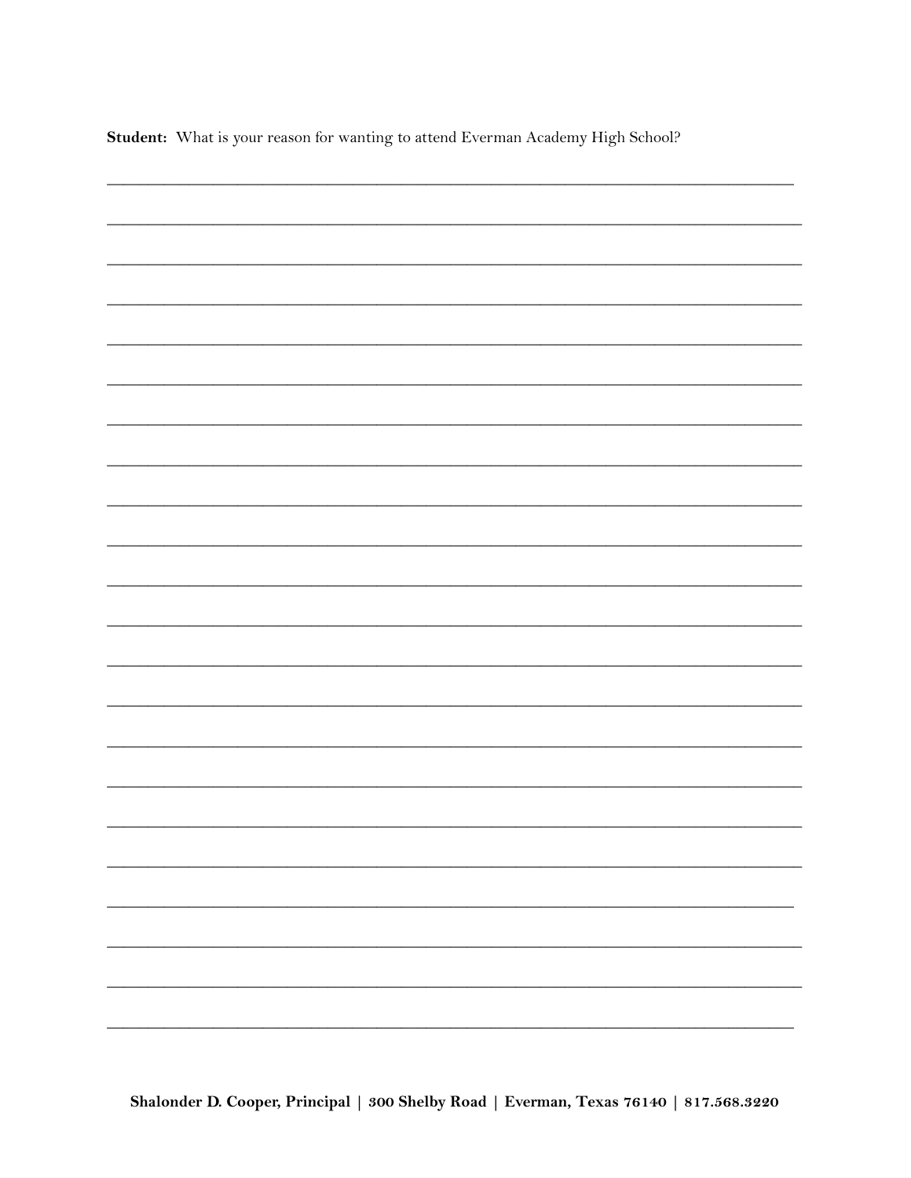**Student:** What is your reason for wanting to attend Everman Academy High School?

______________________________________________________________________________

______________________________________________________________________________

______________________________________________________________________________

______________________________________________________________________________

______________________________________________________________________________

______________________________________________________________________________

______________________________________________________________________________

______________________________________________________________________________

______________________________________________________________________________

______________________________________________________________________________

______________________________________________________________________________

______________________________________________________________________________

______________________________________________________________________________

______________________________________________________________________________

______________________________________________________________________________

______________________________________________________________________________

______________________________________________________________________________

______________________________________________________________________________

______________________________________________________________________________

______________________________________________________________________________

______________________________________________________________________________

______________________________________________________________________________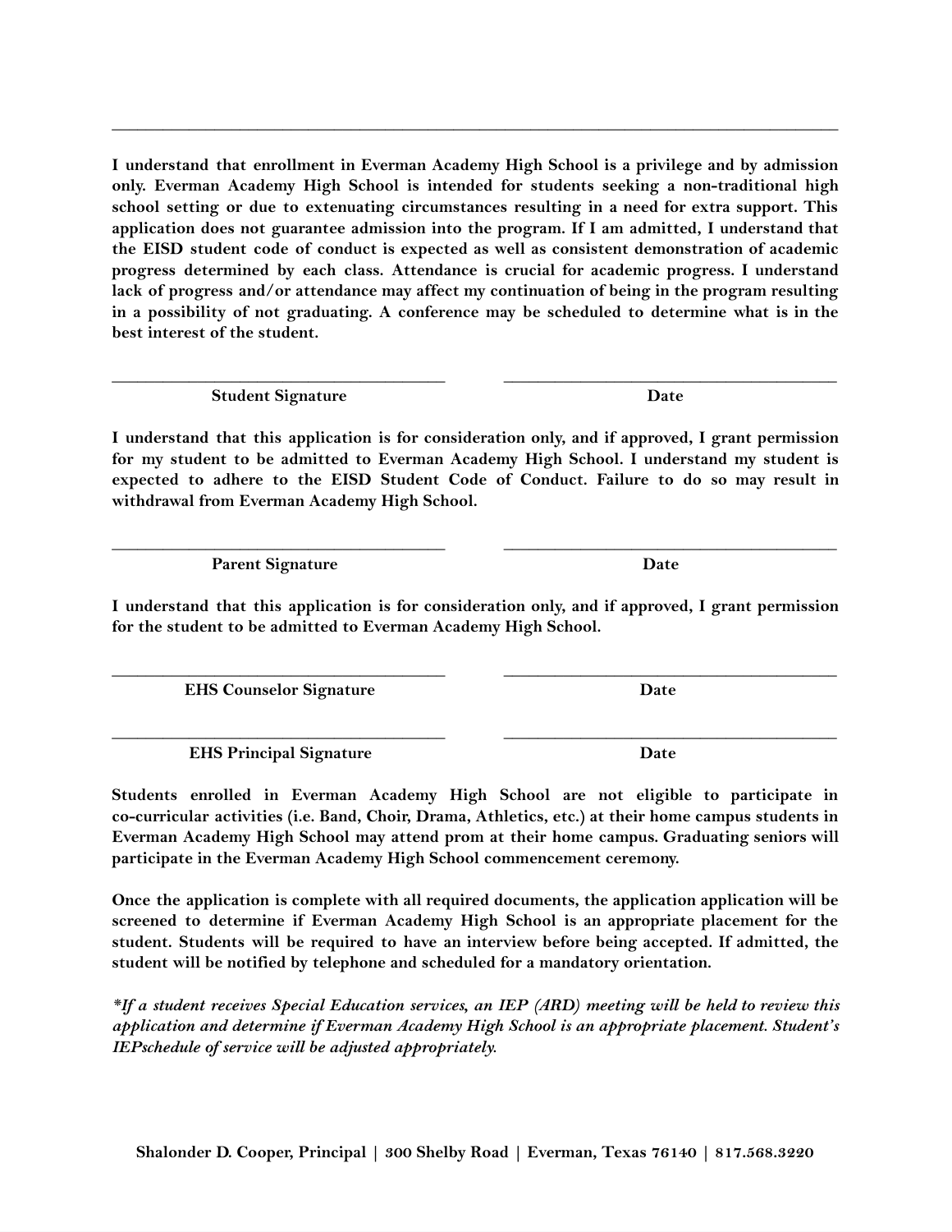---

**I understand that enrollment in Everman Academy High School is a privilege and by admission only. Everman Academy High School is intended for students seeking a non-traditional high school setting or due to extenuating circumstances resulting in a need for extra support. This application does not guarantee admission into the program. If I am admitted, I understand that the EISD student code of conduct is expected as well as consistent demonstration of academic progress determined by each class. Attendance is crucial for academic progress. I understand lack of progress and/or attendance may affect my continuation of being in the program resulting in a possibility of not graduating. A conference may be scheduled to determine what is in the best interest of the student.**

\_\_\_\_\_\_\_\_\_\_\_\_\_\_\_\_\_\_\_\_\_\_\_\_\_\_\_\_\_\_\_\_\_\_\_\_ \_\_\_\_\_\_\_\_\_\_\_\_\_\_\_\_\_\_\_\_\_\_\_\_\_\_\_\_\_\_\_\_\_\_\_\_

**Student Signature** **Date**

**I understand that this application is for consideration only, and if approved, I grant permission for my student to be admitted to Everman Academy High School. I understand my student is expected to adhere to the EISD Student Code of Conduct. Failure to do so may result in withdrawal from Everman Academy High School.**

\_\_\_\_\_\_\_\_\_\_\_\_\_\_\_\_\_\_\_\_\_\_\_\_\_\_\_\_\_\_\_\_\_\_\_\_ \_\_\_\_\_\_\_\_\_\_\_\_\_\_\_\_\_\_\_\_\_\_\_\_\_\_\_\_\_\_\_\_\_\_\_\_

**Parent Signature** **Date**

**I understand that this application is for consideration only, and if approved, I grant permission for the student to be admitted to Everman Academy High School.**

\_\_\_\_\_\_\_\_\_\_\_\_\_\_\_\_\_\_\_\_\_\_\_\_\_\_\_\_\_\_\_\_\_\_\_\_ \_\_\_\_\_\_\_\_\_\_\_\_\_\_\_\_\_\_\_\_\_\_\_\_\_\_\_\_\_\_\_\_\_\_\_\_

**EHS Counselor Signature** **Date**

\_\_\_\_\_\_\_\_\_\_\_\_\_\_\_\_\_\_\_\_\_\_\_\_\_\_\_\_\_\_\_\_\_\_\_\_ \_\_\_\_\_\_\_\_\_\_\_\_\_\_\_\_\_\_\_\_\_\_\_\_\_\_\_\_\_\_\_\_\_\_\_\_

**EHS Principal Signature** **Date**

**Students enrolled in Everman Academy High School are not eligible to participate in co-curricular activities (i.e. Band, Choir, Drama, Athletics, etc.) at their home campus students in Everman Academy High School may attend prom at their home campus. Graduating seniors will participate in the Everman Academy High School commencement ceremony.**

**Once the application is complete with all required documents, the application application will be screened to determine if Everman Academy High School is an appropriate placement for the student. Students will be required to have an interview before being accepted. If admitted, the student will be notified by telephone and scheduled for a mandatory orientation.**

***If a student receives Special Education services, an IEP (ARD) meeting will be held to review this application and determine if Everman Academy High School is an appropriate placement. Student's IEPschedule of service will be adjusted appropriately.***

**Shalonder D. Cooper, Principal | 300 Shelby Road | Everman, Texas 76140 | 817.568.3220**